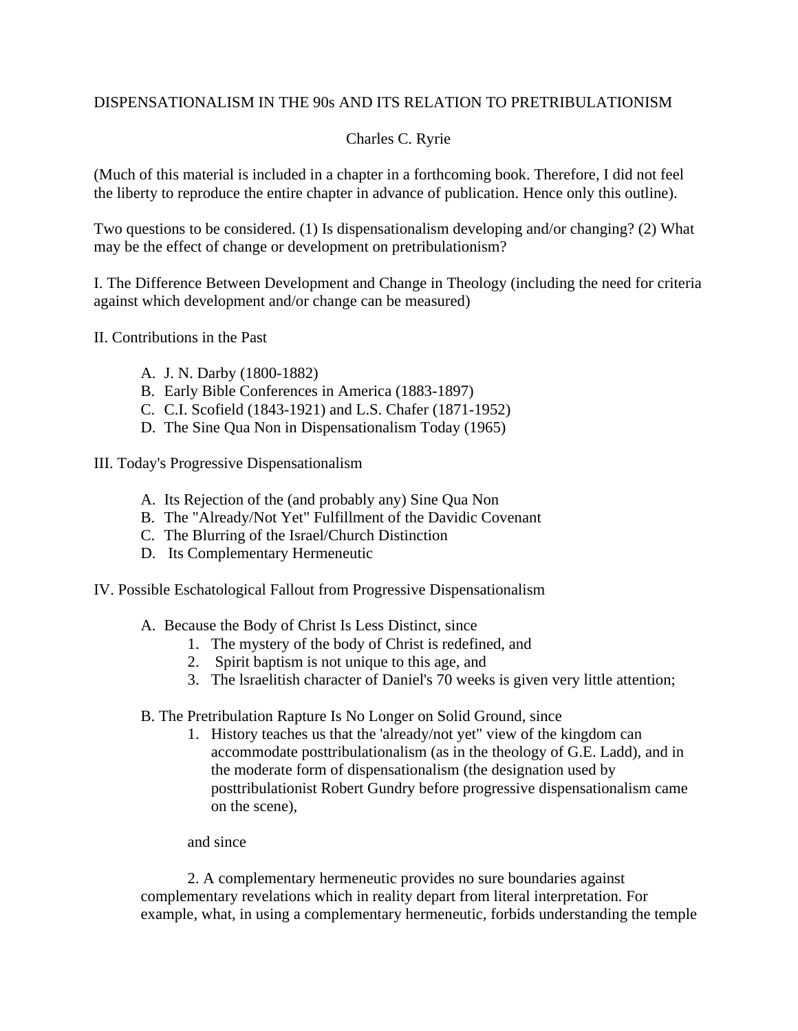# DISPENSATIONALISM IN THE 90s AND ITS RELATION TO PRETRIBULATIONISM

Charles C. Ryrie

(Much of this material is included in a chapter in a forthcoming book. Therefore, I did not feel the liberty to reproduce the entire chapter in advance of publication. Hence only this outline).

Two questions to be considered. (1) Is dispensationalism developing and/or changing? (2) What may be the effect of change or development on pretribulationism?

I. The Difference Between Development and Change in Theology (including the need for criteria against which development and/or change can be measured)

II. Contributions in the Past

- A. J. N. Darby (1800-1882)
- B. Early Bible Conferences in America (1883-1897)
- C. C.I. Scofield (1843-1921) and L.S. Chafer (1871-1952)
- D. The Sine Qua Non in Dispensationalism Today (1965)

III. Today's Progressive Dispensationalism

- A. Its Rejection of the (and probably any) Sine Qua Non
- B. The "Already/Not Yet" Fulfillment of the Davidic Covenant
- C. The Blurring of the Israel/Church Distinction
- D. Its Complementary Hermeneutic

IV. Possible Eschatological Fallout from Progressive Dispensationalism

- A. Because the Body of Christ Is Less Distinct, since
  1. The mystery of the body of Christ is redefined, and
  2. Spirit baptism is not unique to this age, and
  3. The lsraelitish character of Daniel's 70 weeks is given very little attention;

- B. The Pretribulation Rapture Is No Longer on Solid Ground, since
  1. History teaches us that the 'already/not yet" view of the kingdom can accommodate posttribulationalism (as in the theology of G.E. Ladd), and in the moderate form of dispensationalism (the designation used by posttribulationist Robert Gundry before progressive dispensationalism came on the scene),

  and since

  2. A complementary hermeneutic provides no sure boundaries against complementary revelations which in reality depart from literal interpretation. For example, what, in using a complementary hermeneutic, forbids understanding the temple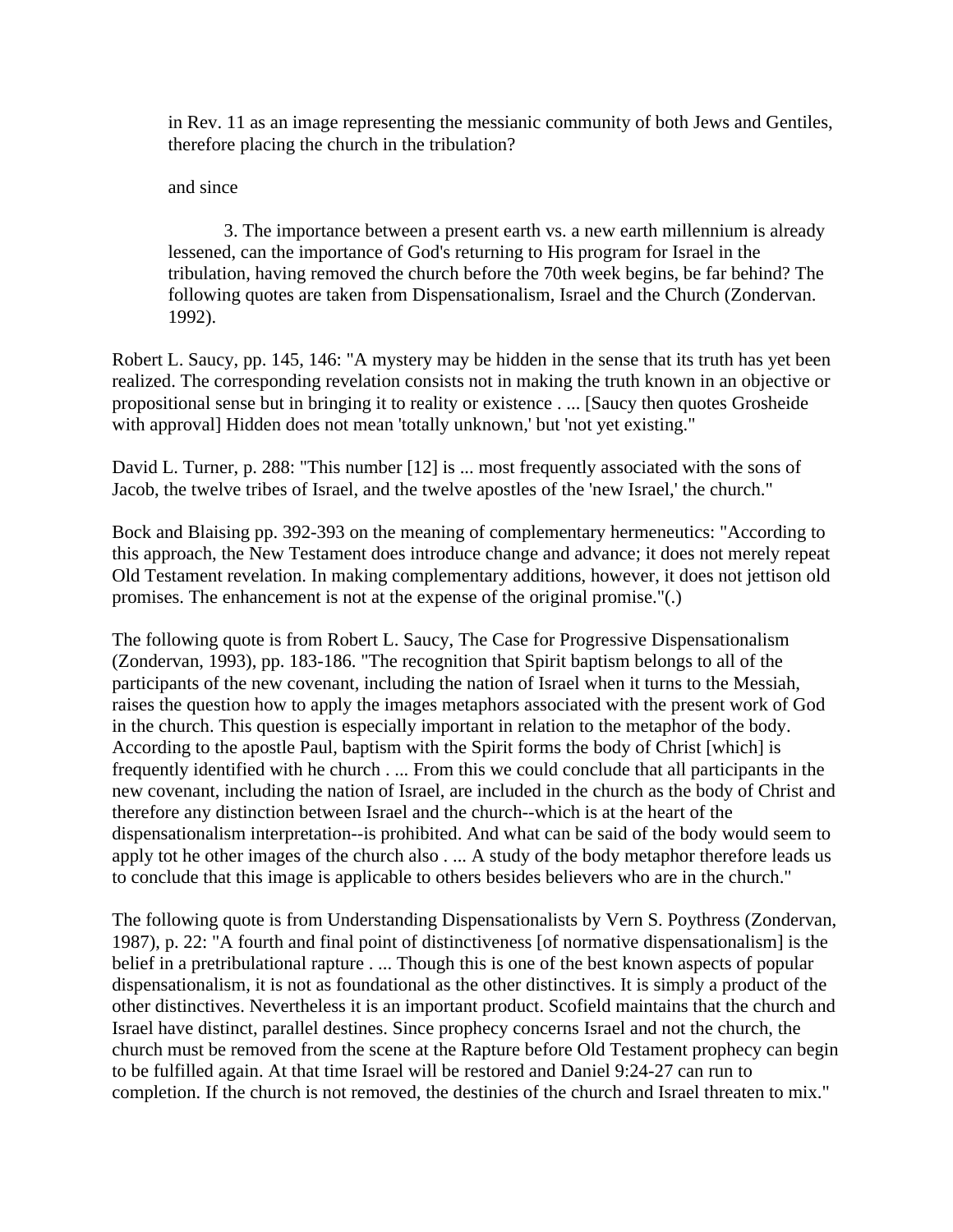> in Rev. 11 as an image representing the messianic community of both Jews and Gentiles, therefore placing the church in the tribulation?
>
> and since
>
> 3. The importance between a present earth vs. a new earth millennium is already lessened, can the importance of God's returning to His program for Israel in the tribulation, having removed the church before the 70th week begins, be far behind? The following quotes are taken from Dispensationalism, Israel and the Church (Zondervan. 1992).

Robert L. Saucy, pp. 145, 146: "A mystery may be hidden in the sense that its truth has yet been realized. The corresponding revelation consists not in making the truth known in an objective or propositional sense but in bringing it to reality or existence . ... [Saucy then quotes Grosheide with approval] Hidden does not mean 'totally unknown,' but 'not yet existing."

David L. Turner, p. 288: "This number [12] is ... most frequently associated with the sons of Jacob, the twelve tribes of Israel, and the twelve apostles of the 'new Israel,' the church."

Bock and Blaising pp. 392-393 on the meaning of complementary hermeneutics: "According to this approach, the New Testament does introduce change and advance; it does not merely repeat Old Testament revelation. In making complementary additions, however, it does not jettison old promises. The enhancement is not at the expense of the original promise."(.)

The following quote is from Robert L. Saucy, The Case for Progressive Dispensationalism (Zondervan, 1993), pp. 183-186. "The recognition that Spirit baptism belongs to all of the participants of the new covenant, including the nation of Israel when it turns to the Messiah, raises the question how to apply the images metaphors associated with the present work of God in the church. This question is especially important in relation to the metaphor of the body. According to the apostle Paul, baptism with the Spirit forms the body of Christ [which] is frequently identified with he church . ... From this we could conclude that all participants in the new covenant, including the nation of Israel, are included in the church as the body of Christ and therefore any distinction between Israel and the church--which is at the heart of the dispensationalism interpretation--is prohibited. And what can be said of the body would seem to apply tot he other images of the church also . ... A study of the body metaphor therefore leads us to conclude that this image is applicable to others besides believers who are in the church."

The following quote is from Understanding Dispensationalists by Vern S. Poythress (Zondervan, 1987), p. 22: "A fourth and final point of distinctiveness [of normative dispensationalism] is the belief in a pretribulational rapture . ... Though this is one of the best known aspects of popular dispensationalism, it is not as foundational as the other distinctives. It is simply a product of the other distinctives. Nevertheless it is an important product. Scofield maintains that the church and Israel have distinct, parallel destines. Since prophecy concerns Israel and not the church, the church must be removed from the scene at the Rapture before Old Testament prophecy can begin to be fulfilled again. At that time Israel will be restored and Daniel 9:24-27 can run to completion. If the church is not removed, the destinies of the church and Israel threaten to mix."